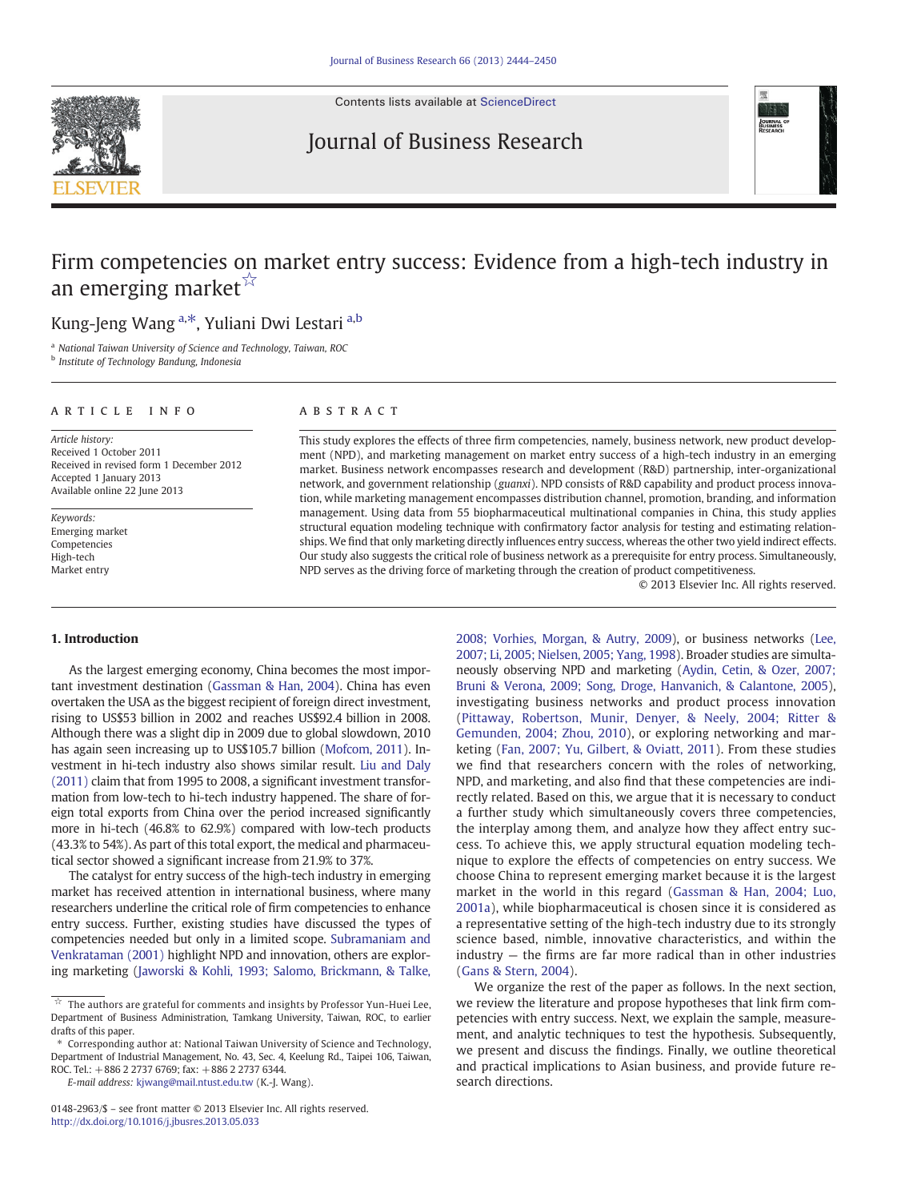# Firm competencies on market entry success: Evidence from a high-tech industry in an emerging market☆

Kung-Jeng Wang [a,*], Yuliani Dwi Lestari [a,b]

[a] National Taiwan University of Science and Technology, Taiwan, ROC
[b] Institute of Technology Bandung, Indonesia

## ARTICLE INFO

*Article history:*
Received 1 October 2011
Received in revised form 1 December 2012
Accepted 1 January 2013
Available online 22 June 2013

*Keywords:*
Emerging market
Competencies
High-tech
Market entry

## ABSTRACT

This study explores the effects of three firm competencies, namely, business network, new product development (NPD), and marketing management on market entry success of a high-tech industry in an emerging market. Business network encompasses research and development (R&D) partnership, inter-organizational network, and government relationship (*guanxi*). NPD consists of R&D capability and product process innovation, while marketing management encompasses distribution channel, promotion, branding, and information management. Using data from 55 biopharmaceutical multinational companies in China, this study applies structural equation modeling technique with confirmatory factor analysis for testing and estimating relationships. We find that only marketing directly influences entry success, whereas the other two yield indirect effects. Our study also suggests the critical role of business network as a prerequisite for entry process. Simultaneously, NPD serves as the driving force of marketing through the creation of product competitiveness.

© 2013 Elsevier Inc. All rights reserved.

## 1. Introduction

As the largest emerging economy, China becomes the most important investment destination (Gassman & Han, 2004). China has even overtaken the USA as the biggest recipient of foreign direct investment, rising to US$53 billion in 2002 and reaches US$92.4 billion in 2008. Although there was a slight dip in 2009 due to global slowdown, 2010 has again seen increasing up to US$105.7 billion (Mofcom, 2011). Investment in hi-tech industry also shows similar result. Liu and Daly (2011) claim that from 1995 to 2008, a significant investment transformation from low-tech to hi-tech industry happened. The share of foreign total exports from China over the period increased significantly more in hi-tech (46.8% to 62.9%) compared with low-tech products (43.3% to 54%). As part of this total export, the medical and pharmaceutical sector showed a significant increase from 21.9% to 37%.

The catalyst for entry success of the high-tech industry in emerging market has received attention in international business, where many researchers underline the critical role of firm competencies to enhance entry success. Further, existing studies have discussed the types of competencies needed but only in a limited scope. Subramaniam and Venkrataman (2001) highlight NPD and innovation, others are exploring marketing (Jaworski & Kohli, 1993; Salomo, Brickmann, & Talke, 2008; Vorhies, Morgan, & Autry, 2009), or business networks (Lee, 2007; Li, 2005; Nielsen, 2005; Yang, 1998). Broader studies are simultaneously observing NPD and marketing (Aydin, Cetin, & Ozer, 2007; Bruni & Verona, 2009; Song, Droge, Hanvanich, & Calantone, 2005), investigating business networks and product process innovation (Pittaway, Robertson, Munir, Denyer, & Neely, 2004; Ritter & Gemunden, 2004; Zhou, 2010), or exploring networking and marketing (Fan, 2007; Yu, Gilbert, & Oviatt, 2011). From these studies we find that researchers concern with the roles of networking, NPD, and marketing, and also find that these competencies are indirectly related. Based on this, we argue that it is necessary to conduct a further study which simultaneously covers three competencies, the interplay among them, and analyze how they affect entry success. To achieve this, we apply structural equation modeling technique to explore the effects of competencies on entry success. We choose China to represent emerging market because it is the largest market in the world in this regard (Gassman & Han, 2004; Luo, 2001a), while biopharmaceutical is chosen since it is considered as a representative setting of the high-tech industry due to its strongly science based, nimble, innovative characteristics, and within the industry — the firms are far more radical than in other industries (Gans & Stern, 2004).

We organize the rest of the paper as follows. In the next section, we review the literature and propose hypotheses that link firm competencies with entry success. Next, we explain the sample, measurement, and analytic techniques to test the hypothesis. Subsequently, we present and discuss the findings. Finally, we outline theoretical and practical implications to Asian business, and provide future research directions.

---

☆ The authors are grateful for comments and insights by Professor Yun-Huei Lee, Department of Business Administration, Tamkang University, Taiwan, ROC, to earlier drafts of this paper.

\* Corresponding author at: National Taiwan University of Science and Technology, Department of Industrial Management, No. 43, Sec. 4, Keelung Rd., Taipei 106, Taiwan, ROC. Tel.: +886 2 2737 6769; fax: +886 2 2737 6344.

*E-mail address:* kjwang@mail.ntust.edu.tw (K.-J. Wang).

0148-2963/$ – see front matter © 2013 Elsevier Inc. All rights reserved.
http://dx.doi.org/10.1016/j.jbusres.2013.05.033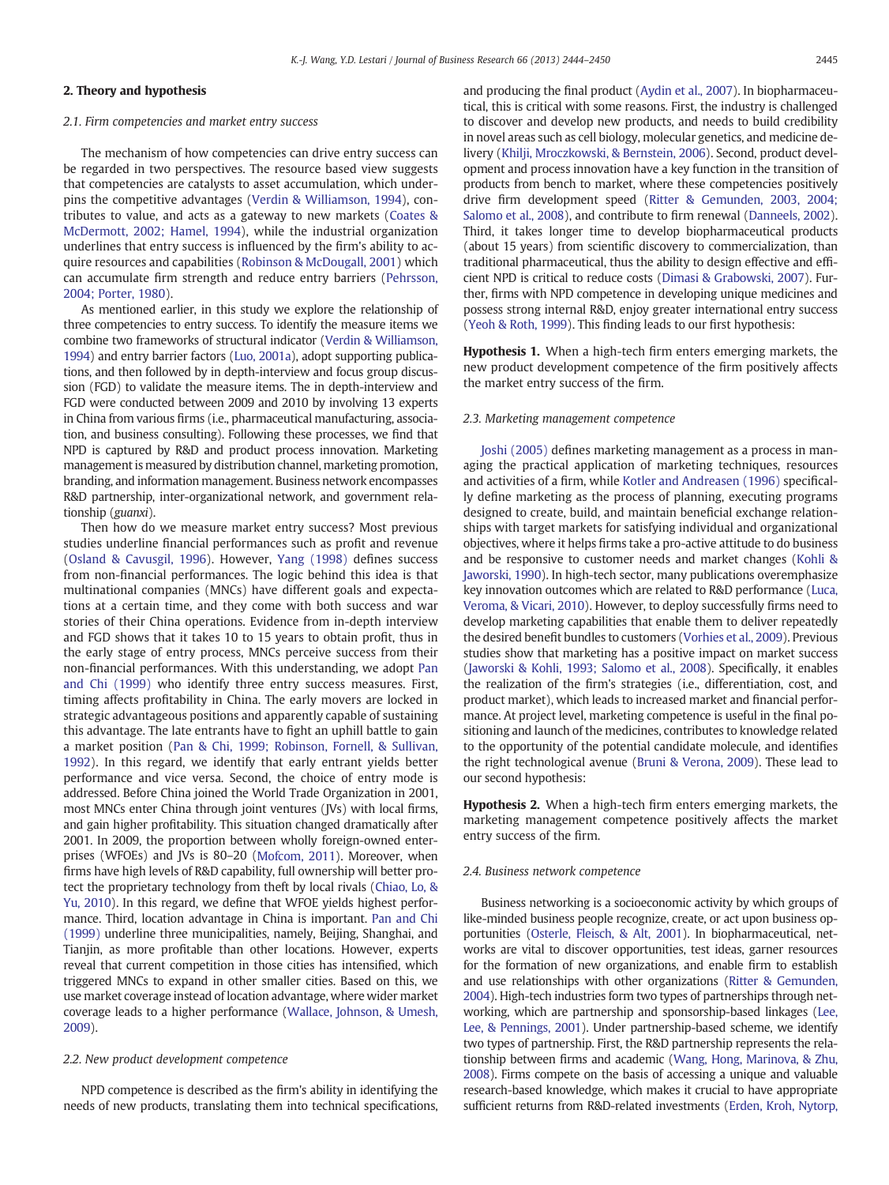## 2. Theory and hypothesis

### 2.1. Firm competencies and market entry success

The mechanism of how competencies can drive entry success can be regarded in two perspectives. The resource based view suggests that competencies are catalysts to asset accumulation, which underpins the competitive advantages (Verdin & Williamson, 1994), contributes to value, and acts as a gateway to new markets (Coates & McDermott, 2002; Hamel, 1994), while the industrial organization underlines that entry success is influenced by the firm's ability to acquire resources and capabilities (Robinson & McDougall, 2001) which can accumulate firm strength and reduce entry barriers (Pehrsson, 2004; Porter, 1980).

As mentioned earlier, in this study we explore the relationship of three competencies to entry success. To identify the measure items we combine two frameworks of structural indicator (Verdin & Williamson, 1994) and entry barrier factors (Luo, 2001a), adopt supporting publications, and then followed by in depth-interview and focus group discussion (FGD) to validate the measure items. The in depth-interview and FGD were conducted between 2009 and 2010 by involving 13 experts in China from various firms (i.e., pharmaceutical manufacturing, association, and business consulting). Following these processes, we find that NPD is captured by R&D and product process innovation. Marketing management is measured by distribution channel, marketing promotion, branding, and information management. Business network encompasses R&D partnership, inter-organizational network, and government relationship (*guanxi*).

Then how do we measure market entry success? Most previous studies underline financial performances such as profit and revenue (Osland & Cavusgil, 1996). However, Yang (1998) defines success from non-financial performances. The logic behind this idea is that multinational companies (MNCs) have different goals and expectations at a certain time, and they come with both success and war stories of their China operations. Evidence from in-depth interview and FGD shows that it takes 10 to 15 years to obtain profit, thus in the early stage of entry process, MNCs perceive success from their non-financial performances. With this understanding, we adopt Pan and Chi (1999) who identify three entry success measures. First, timing affects profitability in China. The early movers are locked in strategic advantageous positions and apparently capable of sustaining this advantage. The late entrants have to fight an uphill battle to gain a market position (Pan & Chi, 1999; Robinson, Fornell, & Sullivan, 1992). In this regard, we identify that early entrant yields better performance and vice versa. Second, the choice of entry mode is addressed. Before China joined the World Trade Organization in 2001, most MNCs enter China through joint ventures (JVs) with local firms, and gain higher profitability. This situation changed dramatically after 2001. In 2009, the proportion between wholly foreign-owned enterprises (WFOEs) and JVs is 80–20 (Mofcom, 2011). Moreover, when firms have high levels of R&D capability, full ownership will better protect the proprietary technology from theft by local rivals (Chiao, Lo, & Yu, 2010). In this regard, we define that WFOE yields highest performance. Third, location advantage in China is important. Pan and Chi (1999) underline three municipalities, namely, Beijing, Shanghai, and Tianjin, as more profitable than other locations. However, experts reveal that current competition in those cities has intensified, which triggered MNCs to expand in other smaller cities. Based on this, we use market coverage instead of location advantage, where wider market coverage leads to a higher performance (Wallace, Johnson, & Umesh, 2009).

### 2.2. New product development competence

NPD competence is described as the firm's ability in identifying the needs of new products, translating them into technical specifications, and producing the final product (Aydin et al., 2007). In biopharmaceutical, this is critical with some reasons. First, the industry is challenged to discover and develop new products, and needs to build credibility in novel areas such as cell biology, molecular genetics, and medicine delivery (Khilji, Mroczkowski, & Bernstein, 2006). Second, product development and process innovation have a key function in the transition of products from bench to market, where these competencies positively drive firm development speed (Ritter & Gemunden, 2003, 2004; Salomo et al., 2008), and contribute to firm renewal (Danneels, 2002). Third, it takes longer time to develop biopharmaceutical products (about 15 years) from scientific discovery to commercialization, than traditional pharmaceutical, thus the ability to design effective and efficient NPD is critical to reduce costs (Dimasi & Grabowski, 2007). Further, firms with NPD competence in developing unique medicines and possess strong internal R&D, enjoy greater international entry success (Yeoh & Roth, 1999). This finding leads to our first hypothesis:

**Hypothesis 1.** When a high-tech firm enters emerging markets, the new product development competence of the firm positively affects the market entry success of the firm.

### 2.3. Marketing management competence

Joshi (2005) defines marketing management as a process in managing the practical application of marketing techniques, resources and activities of a firm, while Kotler and Andreasen (1996) specifically define marketing as the process of planning, executing programs designed to create, build, and maintain beneficial exchange relationships with target markets for satisfying individual and organizational objectives, where it helps firms take a pro-active attitude to do business and be responsive to customer needs and market changes (Kohli & Jaworski, 1990). In high-tech sector, many publications overemphasize key innovation outcomes which are related to R&D performance (Luca, Veroma, & Vicari, 2010). However, to deploy successfully firms need to develop marketing capabilities that enable them to deliver repeatedly the desired benefit bundles to customers (Vorhies et al., 2009). Previous studies show that marketing has a positive impact on market success (Jaworski & Kohli, 1993; Salomo et al., 2008). Specifically, it enables the realization of the firm's strategies (i.e., differentiation, cost, and product market), which leads to increased market and financial performance. At project level, marketing competence is useful in the final positioning and launch of the medicines, contributes to knowledge related to the opportunity of the potential candidate molecule, and identifies the right technological avenue (Bruni & Verona, 2009). These lead to our second hypothesis:

**Hypothesis 2.** When a high-tech firm enters emerging markets, the marketing management competence positively affects the market entry success of the firm.

### 2.4. Business network competence

Business networking is a socioeconomic activity by which groups of like-minded business people recognize, create, or act upon business opportunities (Osterle, Fleisch, & Alt, 2001). In biopharmaceutical, networks are vital to discover opportunities, test ideas, garner resources for the formation of new organizations, and enable firm to establish and use relationships with other organizations (Ritter & Gemunden, 2004). High-tech industries form two types of partnerships through networking, which are partnership and sponsorship-based linkages (Lee, Lee, & Pennings, 2001). Under partnership-based scheme, we identify two types of partnerships. First, the R&D partnership represents the relationship between firms and academic (Wang, Hong, Marinova, & Zhu, 2008). Firms compete on the basis of accessing a unique and valuable research-based knowledge, which makes it crucial to have appropriate sufficient returns from R&D-related investments (Erden, Kroh, Nytorp,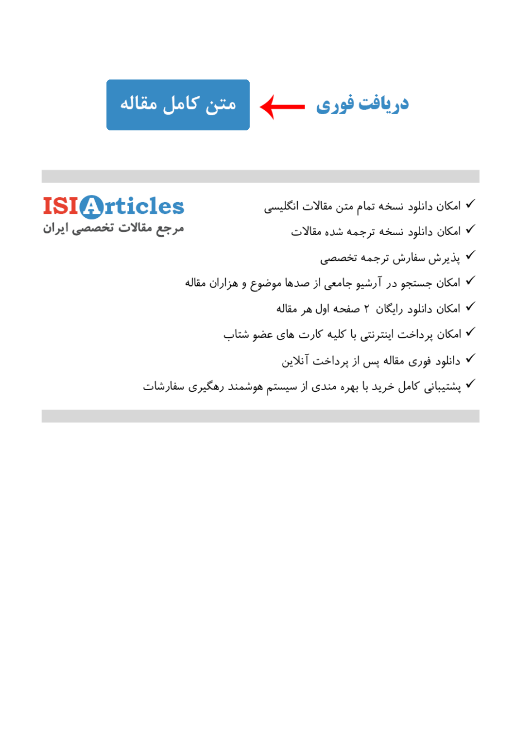دریافت فوری ← متن کامل مقاله

**ISIArticles**
مرجع مقالات تخصصی ایران

- ✓ امکان دانلود نسخه تمام متن مقالات انگلیسی
- ✓ امکان دانلود نسخه ترجمه شده مقالات
- ✓ پذیرش سفارش ترجمه تخصصی
- ✓ امکان جستجو در آرشیو جامعی از صدها موضوع و هزاران مقاله
- ✓ امکان دانلود رایگان ۲ صفحه اول هر مقاله
- ✓ امکان پرداخت اینترنتی با کلیه کارت های عضو شتاب
- ✓ دانلود فوری مقاله پس از پرداخت آنلاین
- ✓ پشتیبانی کامل خرید با بهره مندی از سیستم هوشمند رهگیری سفارشات